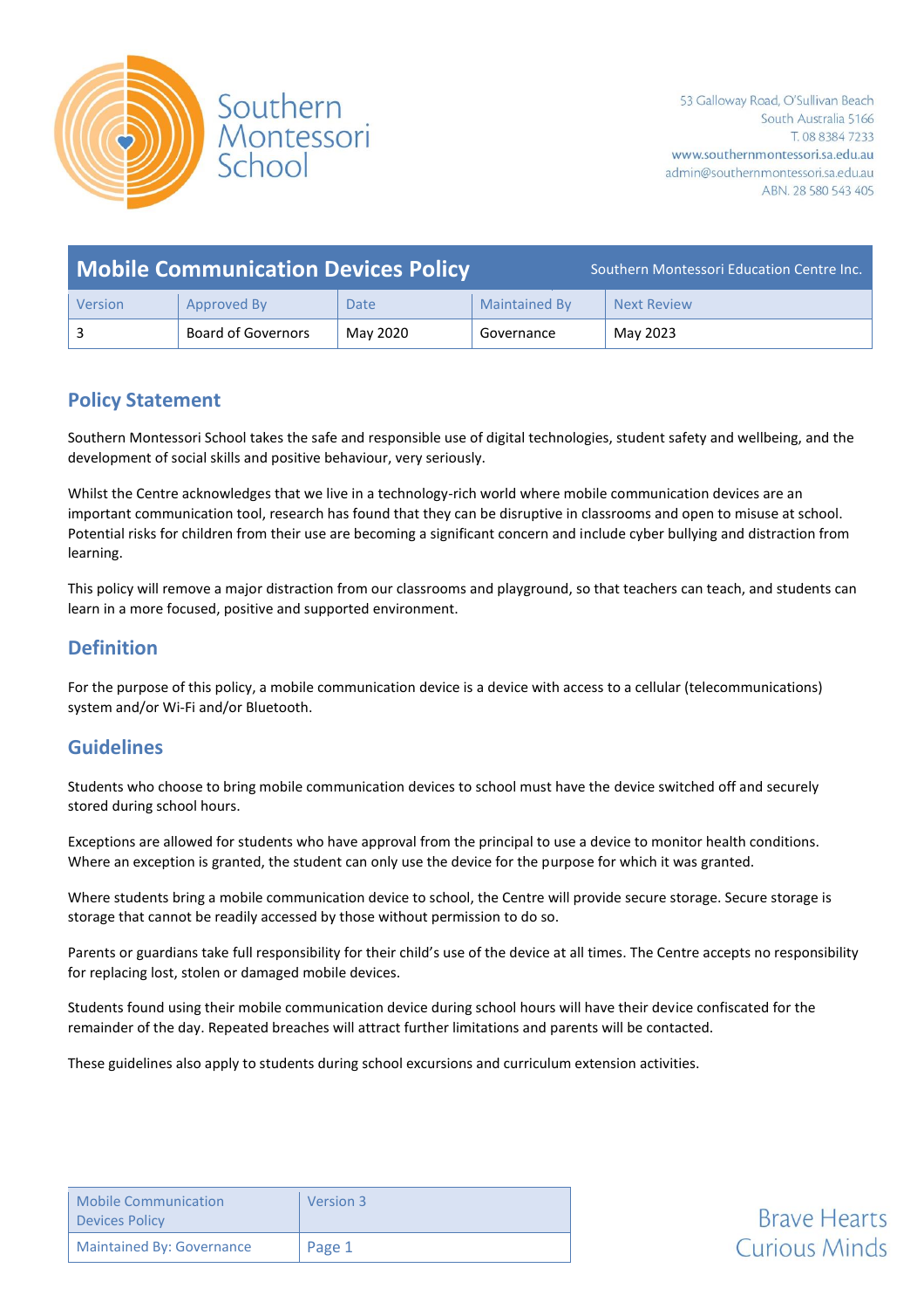Southern Montessori School

53 Galloway Road, O'Sullivan Beach
South Australia 5166
T. 08 8384 7233
www.southernmontessori.sa.edu.au
admin@southernmontessori.sa.edu.au
ABN. 28 580 543 405

# Mobile Communication Devices Policy

Southern Montessori Education Centre Inc.

| Version | Approved By | Date | Maintained By | Next Review |
|---|---|---|---|---|
| 3 | Board of Governors | May 2020 | Governance | May 2023 |

## Policy Statement

Southern Montessori School takes the safe and responsible use of digital technologies, student safety and wellbeing, and the development of social skills and positive behaviour, very seriously.

Whilst the Centre acknowledges that we live in a technology-rich world where mobile communication devices are an important communication tool, research has found that they can be disruptive in classrooms and open to misuse at school. Potential risks for children from their use are becoming a significant concern and include cyber bullying and distraction from learning.

This policy will remove a major distraction from our classrooms and playground, so that teachers can teach, and students can learn in a more focused, positive and supported environment.

## Definition

For the purpose of this policy, a mobile communication device is a device with access to a cellular (telecommunications) system and/or Wi-Fi and/or Bluetooth.

## Guidelines

Students who choose to bring mobile communication devices to school must have the device switched off and securely stored during school hours.

Exceptions are allowed for students who have approval from the principal to use a device to monitor health conditions. Where an exception is granted, the student can only use the device for the purpose for which it was granted.

Where students bring a mobile communication device to school, the Centre will provide secure storage. Secure storage is storage that cannot be readily accessed by those without permission to do so.

Parents or guardians take full responsibility for their child's use of the device at all times. The Centre accepts no responsibility for replacing lost, stolen or damaged mobile devices.

Students found using their mobile communication device during school hours will have their device confiscated for the remainder of the day. Repeated breaches will attract further limitations and parents will be contacted.

These guidelines also apply to students during school excursions and curriculum extension activities.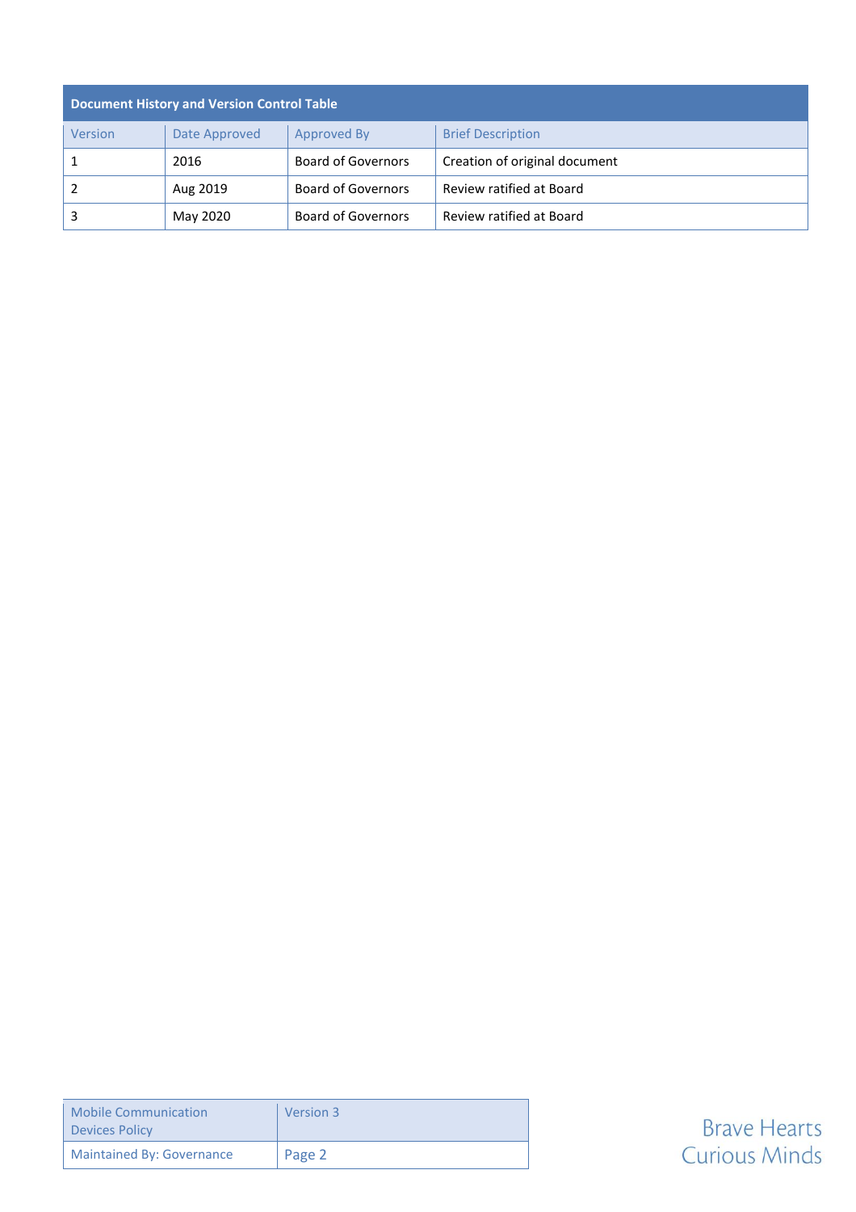| Document History and Version Control Table | | | |
|---|---|---|---|
| Version | Date Approved | Approved By | Brief Description |
| 1 | 2016 | Board of Governors | Creation of original document |
| 2 | Aug 2019 | Board of Governors | Review ratified at Board |
| 3 | May 2020 | Board of Governors | Review ratified at Board |